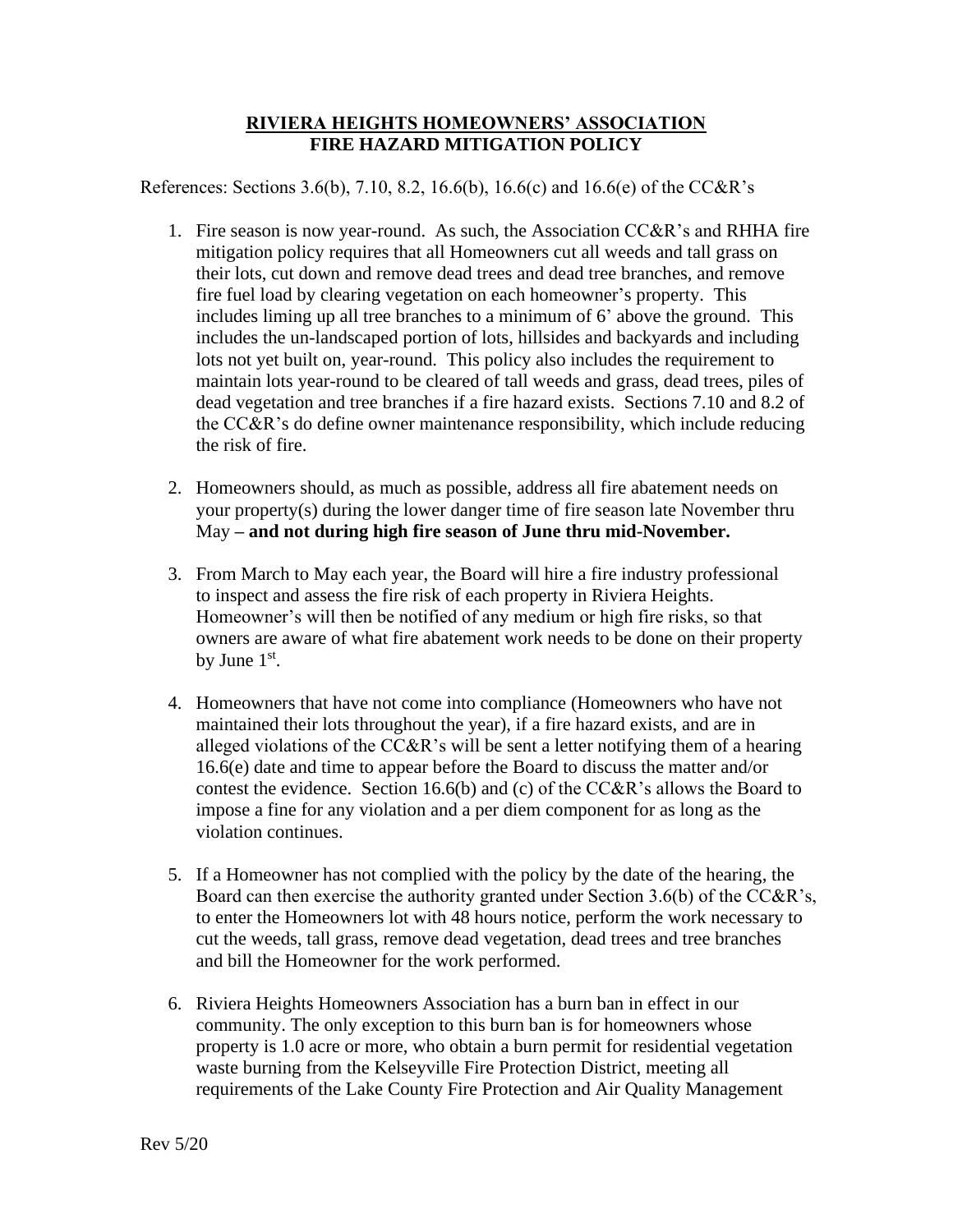# RIVIERA HEIGHTS HOMEOWNERS' ASSOCIATION
## FIRE HAZARD MITIGATION POLICY

References: Sections 3.6(b), 7.10, 8.2, 16.6(b), 16.6(c) and 16.6(e) of the CC&R's

1. Fire season is now year-round. As such, the Association CC&R's and RHHA fire mitigation policy requires that all Homeowners cut all weeds and tall grass on their lots, cut down and remove dead trees and dead tree branches, and remove fire fuel load by clearing vegetation on each homeowner's property. This includes liming up all tree branches to a minimum of 6' above the ground. This includes the un-landscaped portion of lots, hillsides and backyards and including lots not yet built on, year-round. This policy also includes the requirement to maintain lots year-round to be cleared of tall weeds and grass, dead trees, piles of dead vegetation and tree branches if a fire hazard exists. Sections 7.10 and 8.2 of the CC&R's do define owner maintenance responsibility, which include reducing the risk of fire.

2. Homeowners should, as much as possible, address all fire abatement needs on your property(s) during the lower danger time of fire season late November thru May **– and not during high fire season of June thru mid-November.**

3. From March to May each year, the Board will hire a fire industry professional to inspect and assess the fire risk of each property in Riviera Heights. Homeowner's will then be notified of any medium or high fire risks, so that owners are aware of what fire abatement work needs to be done on their property by June 1st.

4. Homeowners that have not come into compliance (Homeowners who have not maintained their lots throughout the year), if a fire hazard exists, and are in alleged violations of the CC&R's will be sent a letter notifying them of a hearing 16.6(e) date and time to appear before the Board to discuss the matter and/or contest the evidence. Section 16.6(b) and (c) of the CC&R's allows the Board to impose a fine for any violation and a per diem component for as long as the violation continues.

5. If a Homeowner has not complied with the policy by the date of the hearing, the Board can then exercise the authority granted under Section 3.6(b) of the CC&R's, to enter the Homeowners lot with 48 hours notice, perform the work necessary to cut the weeds, tall grass, remove dead vegetation, dead trees and tree branches and bill the Homeowner for the work performed.

6. Riviera Heights Homeowners Association has a burn ban in effect in our community. The only exception to this burn ban is for homeowners whose property is 1.0 acre or more, who obtain a burn permit for residential vegetation waste burning from the Kelseyville Fire Protection District, meeting all requirements of the Lake County Fire Protection and Air Quality Management

Rev 5/20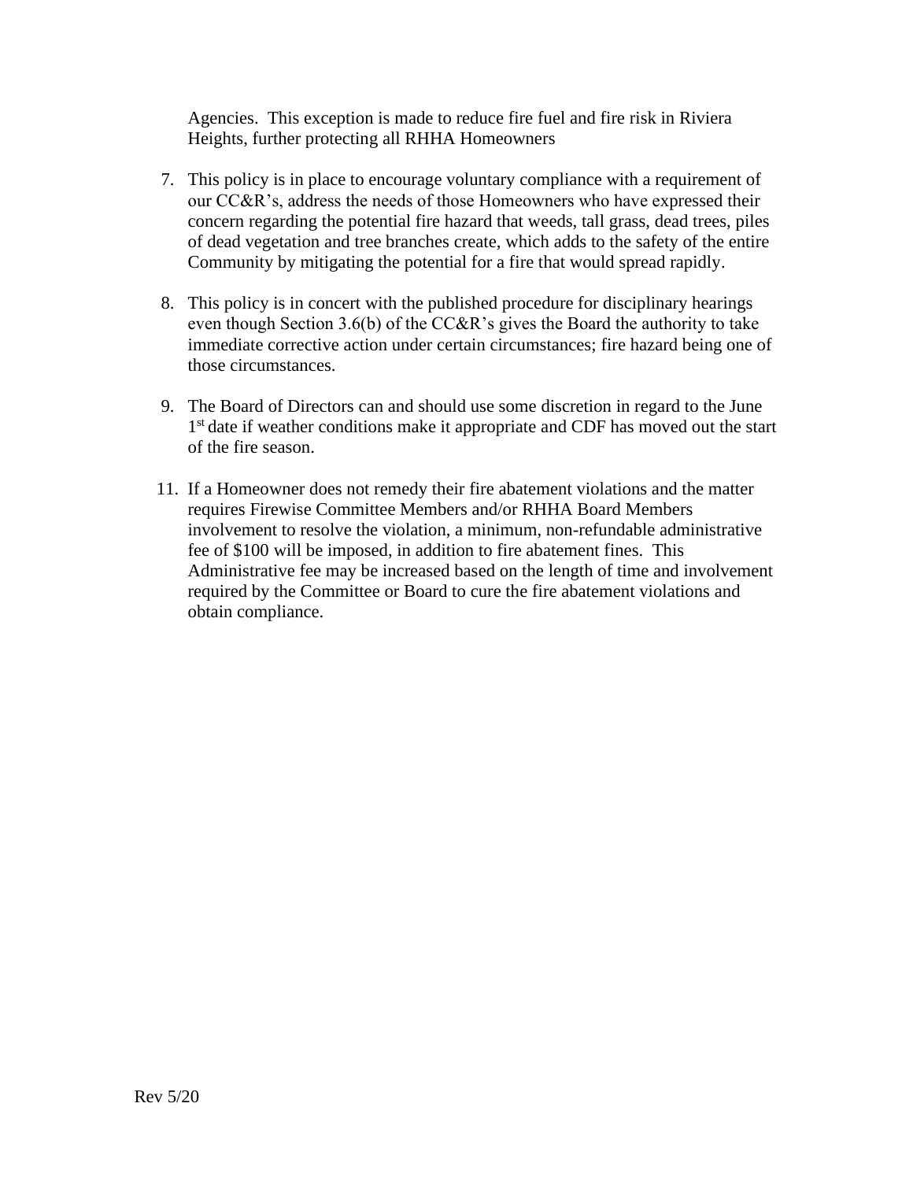Agencies. This exception is made to reduce fire fuel and fire risk in Riviera Heights, further protecting all RHHA Homeowners

7. This policy is in place to encourage voluntary compliance with a requirement of our CC&R's, address the needs of those Homeowners who have expressed their concern regarding the potential fire hazard that weeds, tall grass, dead trees, piles of dead vegetation and tree branches create, which adds to the safety of the entire Community by mitigating the potential for a fire that would spread rapidly.

8. This policy is in concert with the published procedure for disciplinary hearings even though Section 3.6(b) of the CC&R's gives the Board the authority to take immediate corrective action under certain circumstances; fire hazard being one of those circumstances.

9. The Board of Directors can and should use some discretion in regard to the June 1st date if weather conditions make it appropriate and CDF has moved out the start of the fire season.

11. If a Homeowner does not remedy their fire abatement violations and the matter requires Firewise Committee Members and/or RHHA Board Members involvement to resolve the violation, a minimum, non-refundable administrative fee of $100 will be imposed, in addition to fire abatement fines. This Administrative fee may be increased based on the length of time and involvement required by the Committee or Board to cure the fire abatement violations and obtain compliance.

Rev 5/20